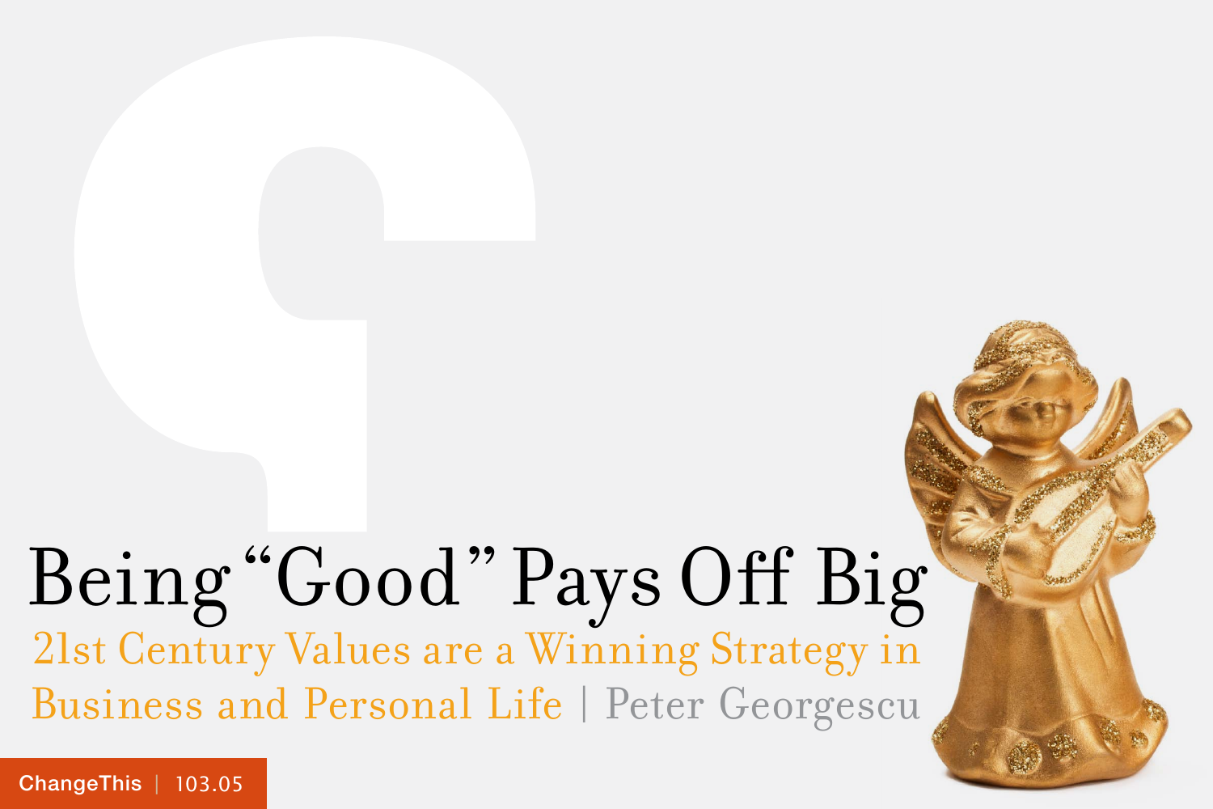# Being "Good" Pays Off Big

## 21st Century Values are a Winning Strategy in Business and Personal Life | Peter Georgescu

ChangeThis | 103.05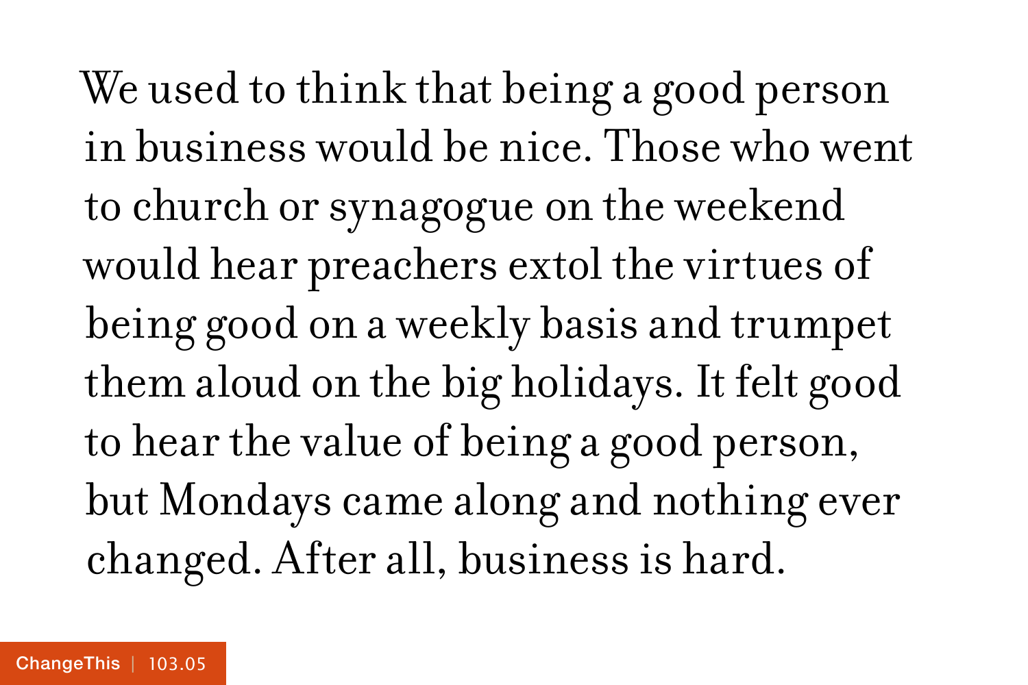We used to think that being a good person in business would be nice. Those who went to church or synagogue on the weekend would hear preachers extol the virtues of being good on a weekly basis and trumpet them aloud on the big holidays. It felt good to hear the value of being a good person, but Mondays came along and nothing ever changed. After all, business is hard.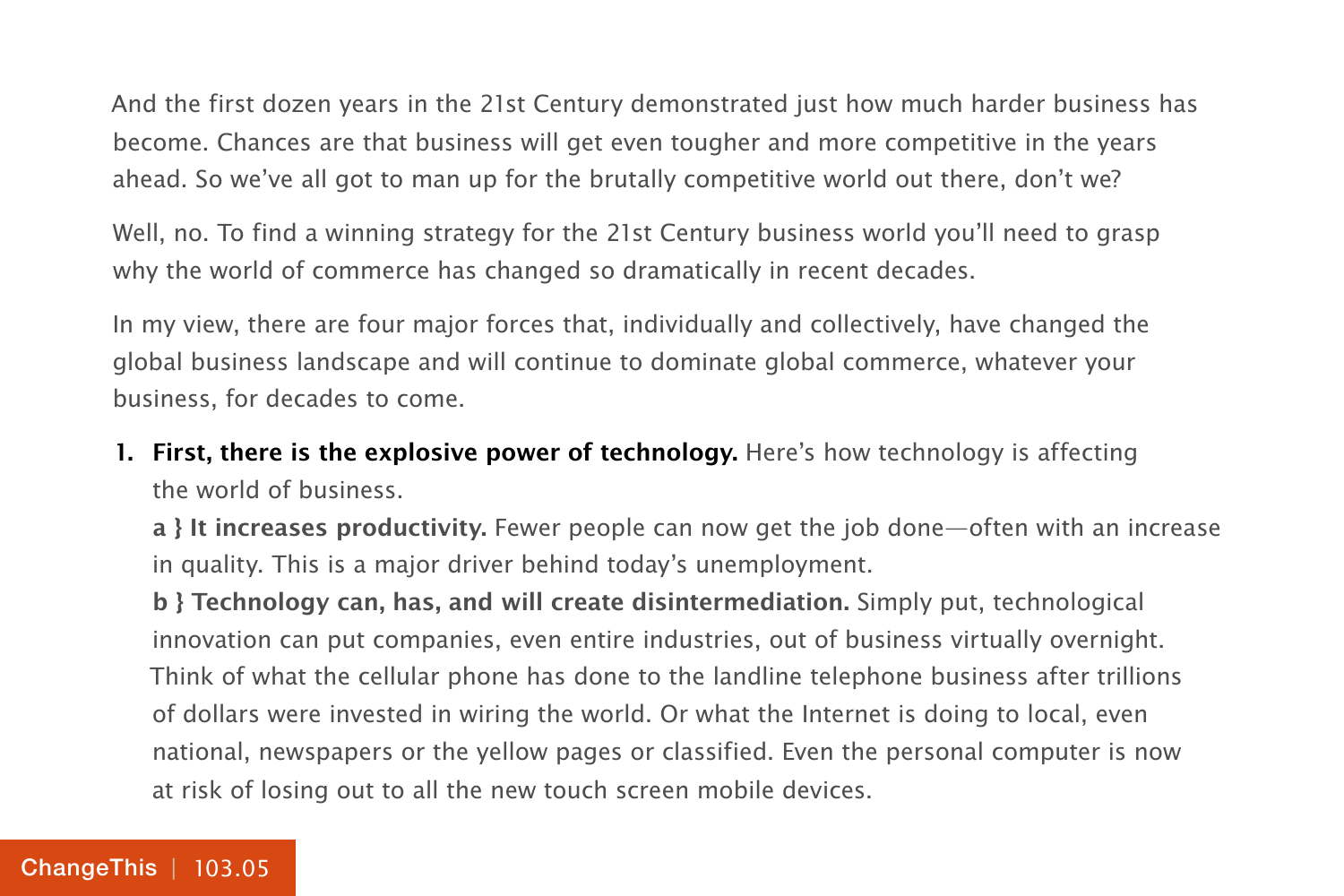And the first dozen years in the 21st Century demonstrated just how much harder business has become. Chances are that business will get even tougher and more competitive in the years ahead. So we've all got to man up for the brutally competitive world out there, don't we?

Well, no. To find a winning strategy for the 21st Century business world you'll need to grasp why the world of commerce has changed so dramatically in recent decades.

In my view, there are four major forces that, individually and collectively, have changed the global business landscape and will continue to dominate global commerce, whatever your business, for decades to come.

1. **First, there is the explosive power of technology.** Here's how technology is affecting the world of business.

   **a } It increases productivity.** Fewer people can now get the job done—often with an increase in quality. This is a major driver behind today's unemployment.

   **b } Technology can, has, and will create disintermediation.** Simply put, technological innovation can put companies, even entire industries, out of business virtually overnight. Think of what the cellular phone has done to the landline telephone business after trillions of dollars were invested in wiring the world. Or what the Internet is doing to local, even national, newspapers or the yellow pages or classified. Even the personal computer is now at risk of losing out to all the new touch screen mobile devices.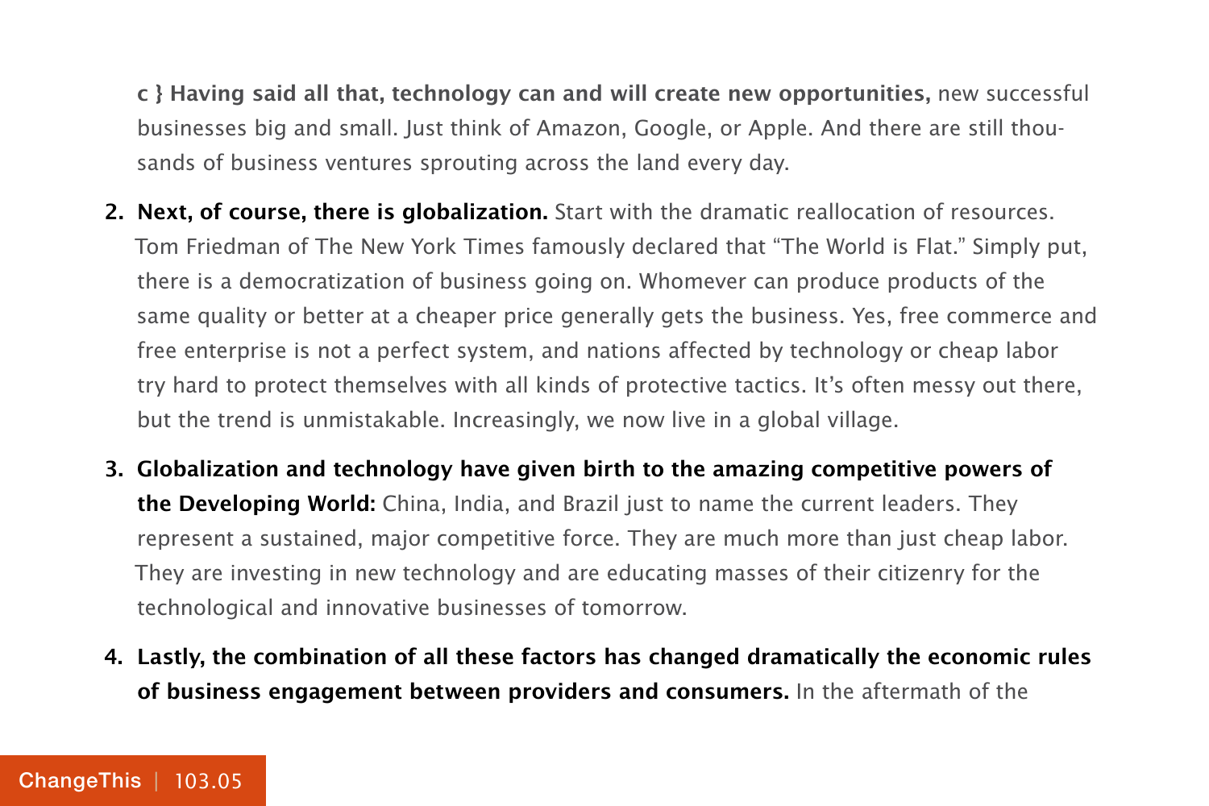c } **Having said all that, technology can and will create new opportunities,** new successful businesses big and small. Just think of Amazon, Google, or Apple. And there are still thousands of business ventures sprouting across the land every day.

2. **Next, of course, there is globalization.** Start with the dramatic reallocation of resources. Tom Friedman of The New York Times famously declared that "The World is Flat." Simply put, there is a democratization of business going on. Whomever can produce products of the same quality or better at a cheaper price generally gets the business. Yes, free commerce and free enterprise is not a perfect system, and nations affected by technology or cheap labor try hard to protect themselves with all kinds of protective tactics. It's often messy out there, but the trend is unmistakable. Increasingly, we now live in a global village.

3. **Globalization and technology have given birth to the amazing competitive powers of the Developing World:** China, India, and Brazil just to name the current leaders. They represent a sustained, major competitive force. They are much more than just cheap labor. They are investing in new technology and are educating masses of their citizenry for the technological and innovative businesses of tomorrow.

4. **Lastly, the combination of all these factors has changed dramatically the economic rules of business engagement between providers and consumers.** In the aftermath of the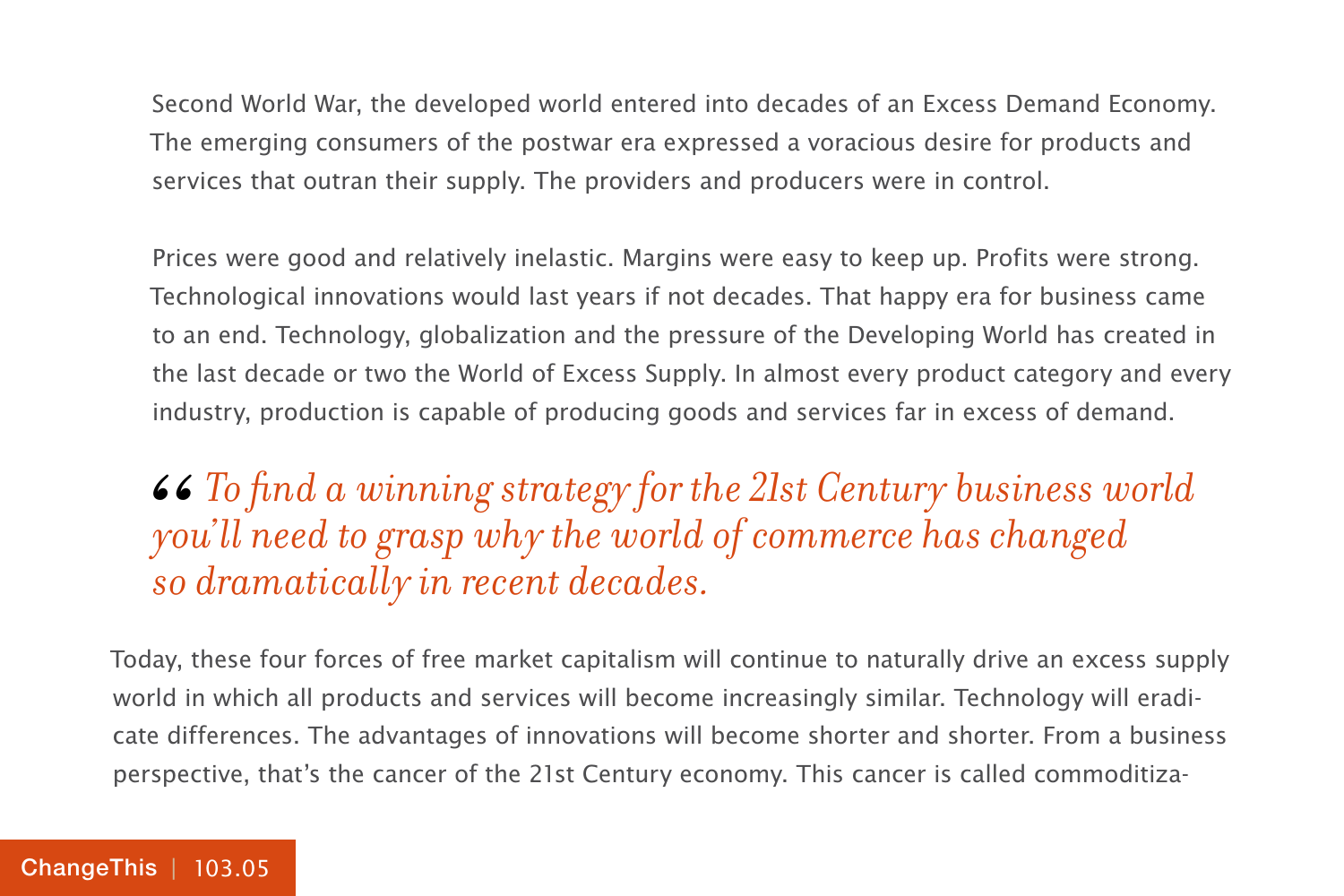Second World War, the developed world entered into decades of an Excess Demand Economy. The emerging consumers of the postwar era expressed a voracious desire for products and services that outran their supply. The providers and producers were in control.

Prices were good and relatively inelastic. Margins were easy to keep up. Profits were strong. Technological innovations would last years if not decades. That happy era for business came to an end. Technology, globalization and the pressure of the Developing World has created in the last decade or two the World of Excess Supply. In almost every product category and every industry, production is capable of producing goods and services far in excess of demand.

> *“To find a winning strategy for the 21st Century business world you’ll need to grasp why the world of commerce has changed so dramatically in recent decades.*

Today, these four forces of free market capitalism will continue to naturally drive an excess supply world in which all products and services will become increasingly similar. Technology will eradicate differences. The advantages of innovations will become shorter and shorter. From a business perspective, that’s the cancer of the 21st Century economy. This cancer is called commoditiza-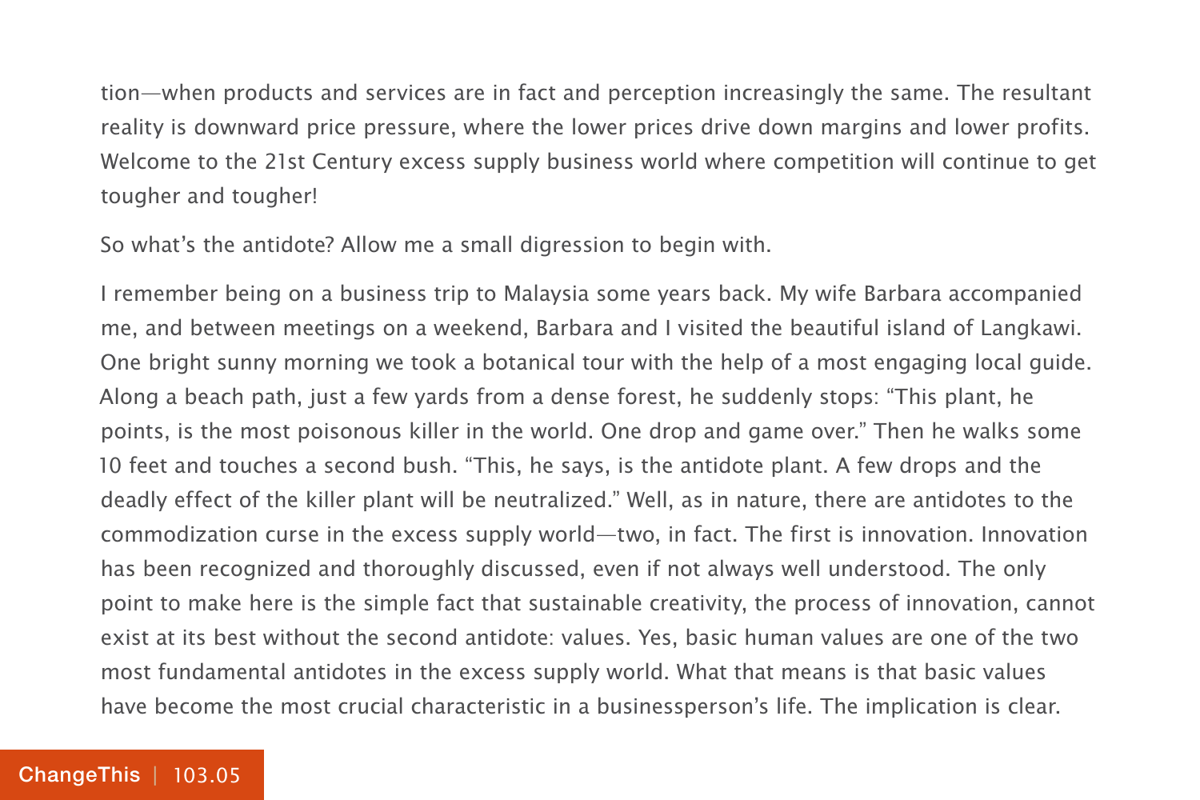tion—when products and services are in fact and perception increasingly the same. The resultant reality is downward price pressure, where the lower prices drive down margins and lower profits. Welcome to the 21st Century excess supply business world where competition will continue to get tougher and tougher!

So what's the antidote? Allow me a small digression to begin with.

I remember being on a business trip to Malaysia some years back. My wife Barbara accompanied me, and between meetings on a weekend, Barbara and I visited the beautiful island of Langkawi. One bright sunny morning we took a botanical tour with the help of a most engaging local guide. Along a beach path, just a few yards from a dense forest, he suddenly stops: "This plant, he points, is the most poisonous killer in the world. One drop and game over." Then he walks some 10 feet and touches a second bush. "This, he says, is the antidote plant. A few drops and the deadly effect of the killer plant will be neutralized." Well, as in nature, there are antidotes to the commodization curse in the excess supply world—two, in fact. The first is innovation. Innovation has been recognized and thoroughly discussed, even if not always well understood. The only point to make here is the simple fact that sustainable creativity, the process of innovation, cannot exist at its best without the second antidote: values. Yes, basic human values are one of the two most fundamental antidotes in the excess supply world. What that means is that basic values have become the most crucial characteristic in a businessperson's life. The implication is clear.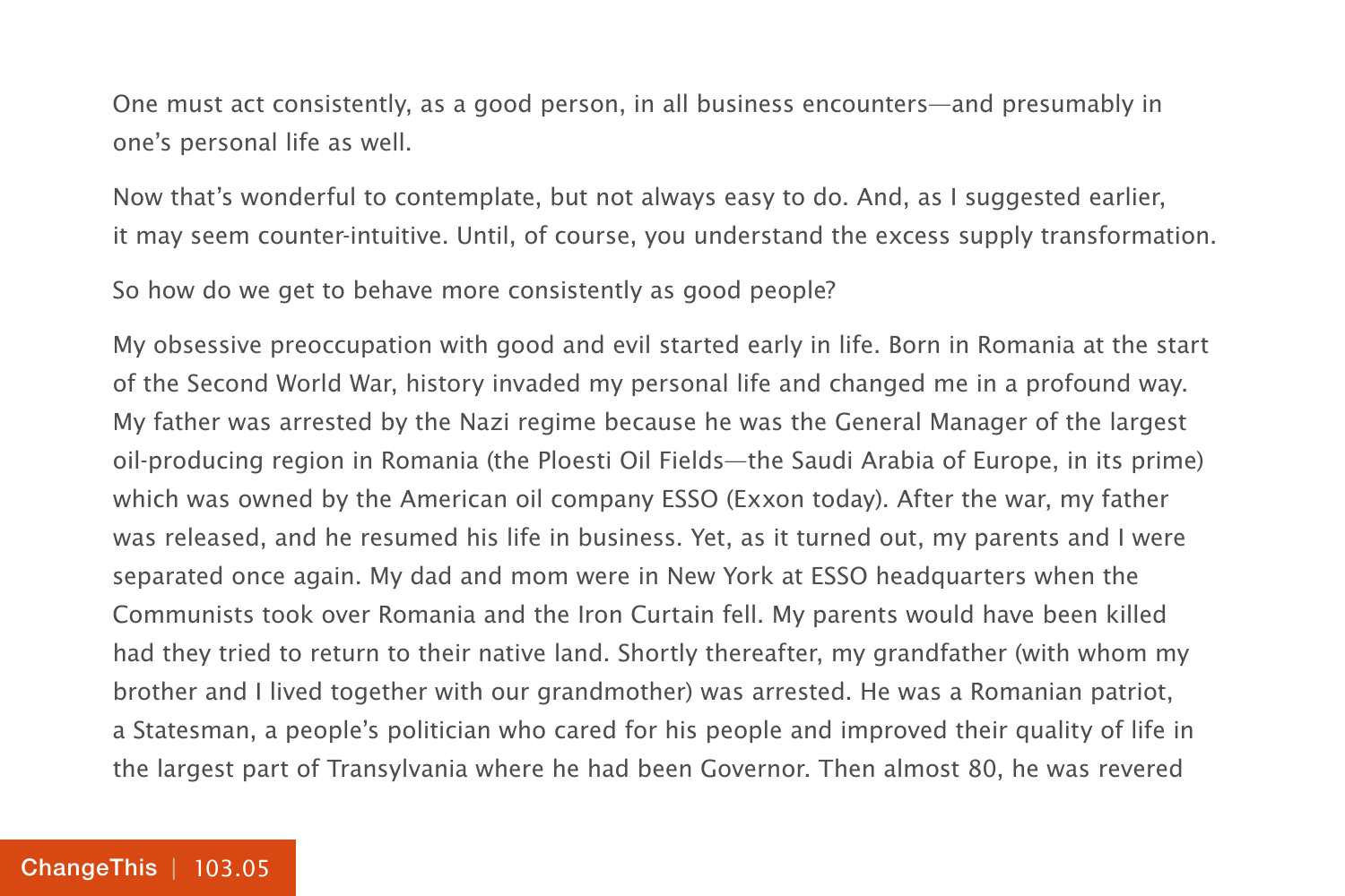One must act consistently, as a good person, in all business encounters—and presumably in one's personal life as well.

Now that's wonderful to contemplate, but not always easy to do. And, as I suggested earlier, it may seem counter-intuitive. Until, of course, you understand the excess supply transformation.

So how do we get to behave more consistently as good people?

My obsessive preoccupation with good and evil started early in life. Born in Romania at the start of the Second World War, history invaded my personal life and changed me in a profound way. My father was arrested by the Nazi regime because he was the General Manager of the largest oil-producing region in Romania (the Ploesti Oil Fields—the Saudi Arabia of Europe, in its prime) which was owned by the American oil company ESSO (Exxon today). After the war, my father was released, and he resumed his life in business. Yet, as it turned out, my parents and I were separated once again. My dad and mom were in New York at ESSO headquarters when the Communists took over Romania and the Iron Curtain fell. My parents would have been killed had they tried to return to their native land. Shortly thereafter, my grandfather (with whom my brother and I lived together with our grandmother) was arrested. He was a Romanian patriot, a Statesman, a people's politician who cared for his people and improved their quality of life in the largest part of Transylvania where he had been Governor. Then almost 80, he was revered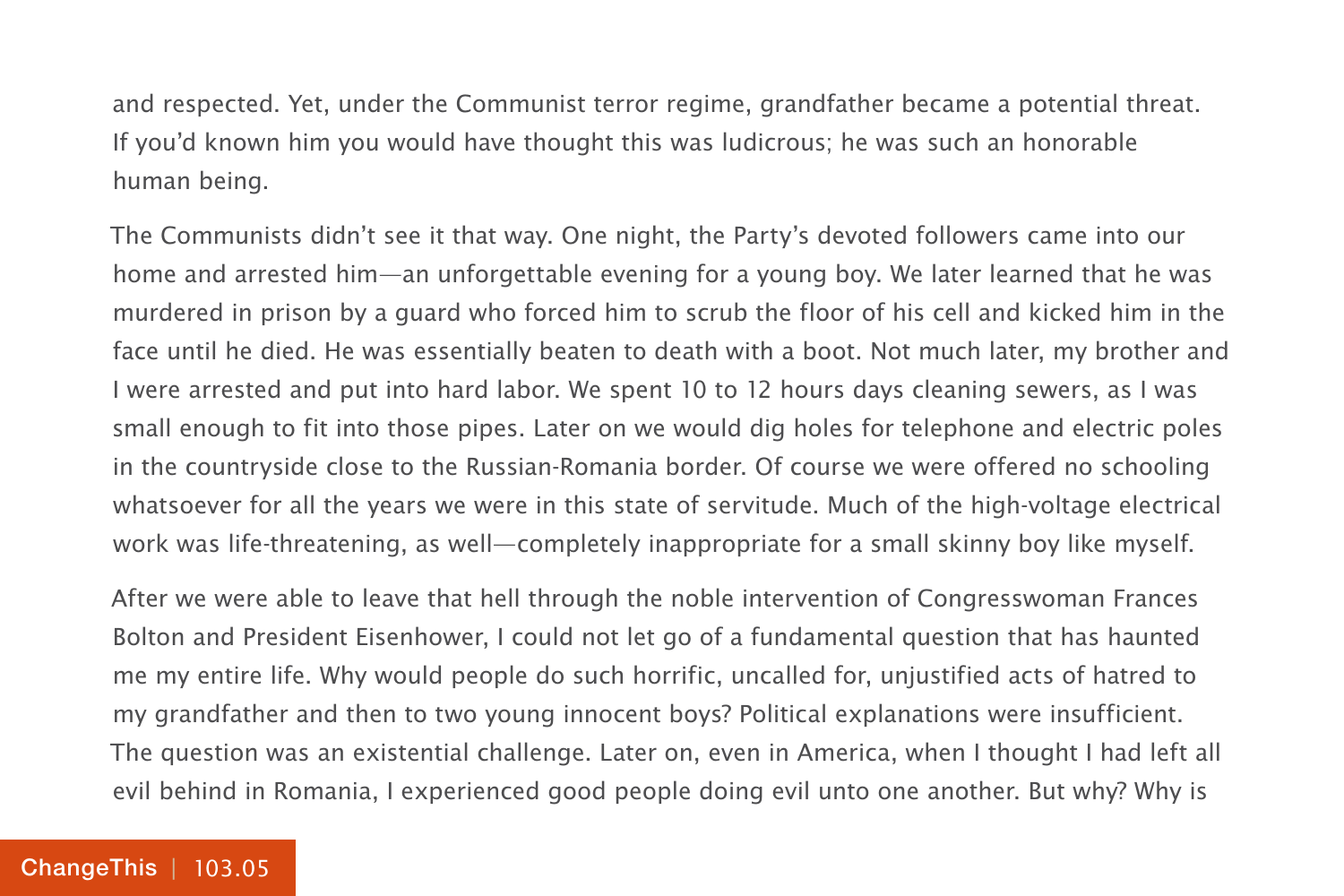and respected. Yet, under the Communist terror regime, grandfather became a potential threat. If you'd known him you would have thought this was ludicrous; he was such an honorable human being.

The Communists didn't see it that way. One night, the Party's devoted followers came into our home and arrested him—an unforgettable evening for a young boy. We later learned that he was murdered in prison by a guard who forced him to scrub the floor of his cell and kicked him in the face until he died. He was essentially beaten to death with a boot. Not much later, my brother and I were arrested and put into hard labor. We spent 10 to 12 hours days cleaning sewers, as I was small enough to fit into those pipes. Later on we would dig holes for telephone and electric poles in the countryside close to the Russian-Romania border. Of course we were offered no schooling whatsoever for all the years we were in this state of servitude. Much of the high-voltage electrical work was life-threatening, as well—completely inappropriate for a small skinny boy like myself.

After we were able to leave that hell through the noble intervention of Congresswoman Frances Bolton and President Eisenhower, I could not let go of a fundamental question that has haunted me my entire life. Why would people do such horrific, uncalled for, unjustified acts of hatred to my grandfather and then to two young innocent boys? Political explanations were insufficient. The question was an existential challenge. Later on, even in America, when I thought I had left all evil behind in Romania, I experienced good people doing evil unto one another. But why? Why is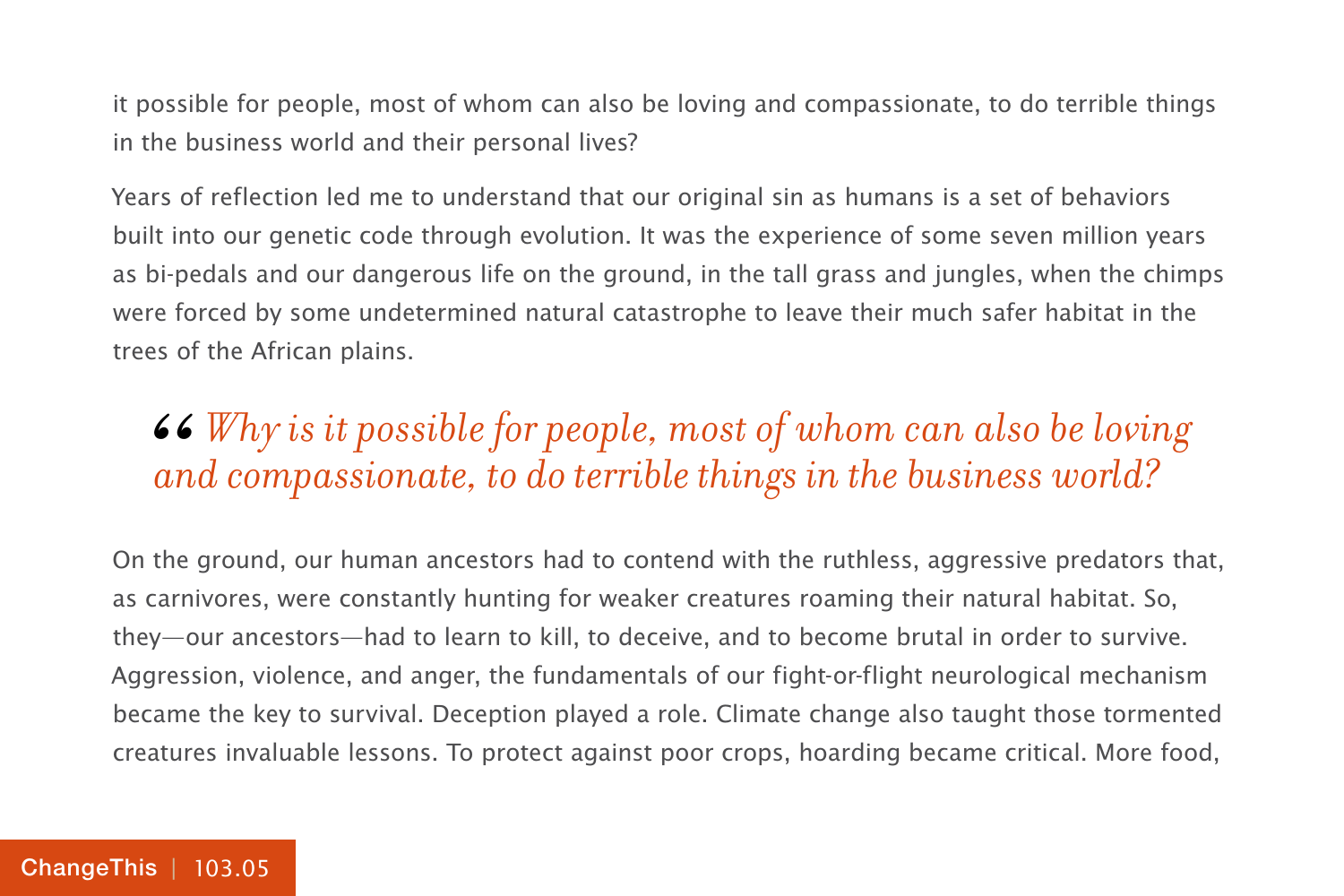it possible for people, most of whom can also be loving and compassionate, to do terrible things in the business world and their personal lives?

Years of reflection led me to understand that our original sin as humans is a set of behaviors built into our genetic code through evolution. It was the experience of some seven million years as bi-pedals and our dangerous life on the ground, in the tall grass and jungles, when the chimps were forced by some undetermined natural catastrophe to leave their much safer habitat in the trees of the African plains.

> *“Why is it possible for people, most of whom can also be loving and compassionate, to do terrible things in the business world?*

On the ground, our human ancestors had to contend with the ruthless, aggressive predators that, as carnivores, were constantly hunting for weaker creatures roaming their natural habitat. So, they—our ancestors—had to learn to kill, to deceive, and to become brutal in order to survive. Aggression, violence, and anger, the fundamentals of our fight-or-flight neurological mechanism became the key to survival. Deception played a role. Climate change also taught those tormented creatures invaluable lessons. To protect against poor crops, hoarding became critical. More food,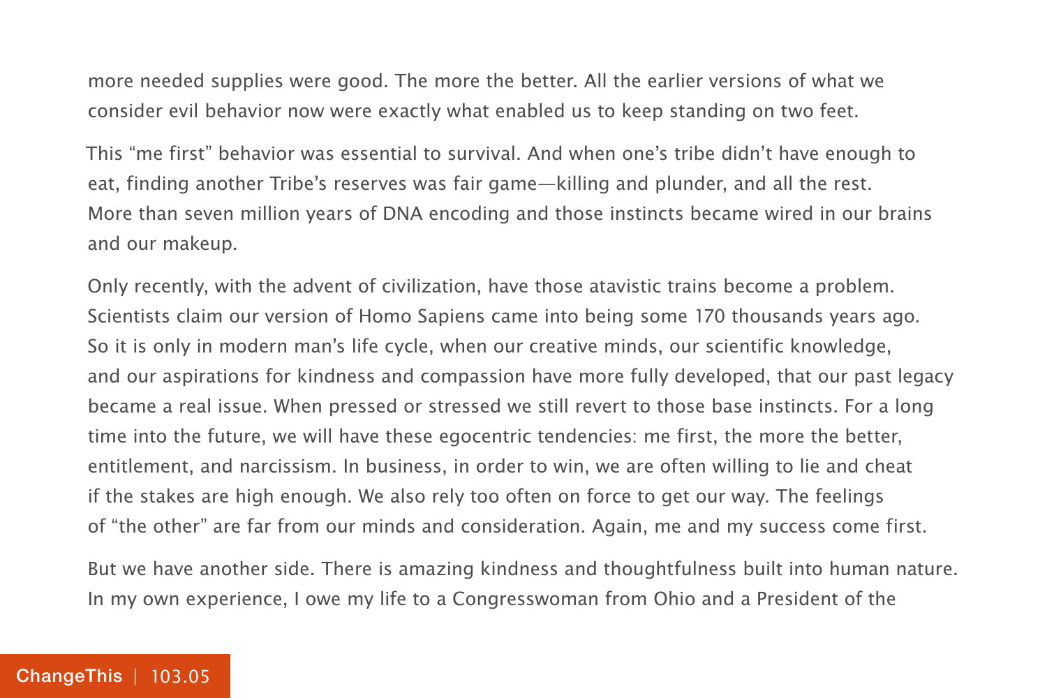more needed supplies were good. The more the better. All the earlier versions of what we consider evil behavior now were exactly what enabled us to keep standing on two feet.

This "me first" behavior was essential to survival. And when one's tribe didn't have enough to eat, finding another Tribe's reserves was fair game—killing and plunder, and all the rest. More than seven million years of DNA encoding and those instincts became wired in our brains and our makeup.

Only recently, with the advent of civilization, have those atavistic trains become a problem. Scientists claim our version of Homo Sapiens came into being some 170 thousands years ago. So it is only in modern man's life cycle, when our creative minds, our scientific knowledge, and our aspirations for kindness and compassion have more fully developed, that our past legacy became a real issue. When pressed or stressed we still revert to those base instincts. For a long time into the future, we will have these egocentric tendencies: me first, the more the better, entitlement, and narcissism. In business, in order to win, we are often willing to lie and cheat if the stakes are high enough. We also rely too often on force to get our way. The feelings of "the other" are far from our minds and consideration. Again, me and my success come first.

But we have another side. There is amazing kindness and thoughtfulness built into human nature. In my own experience, I owe my life to a Congresswoman from Ohio and a President of the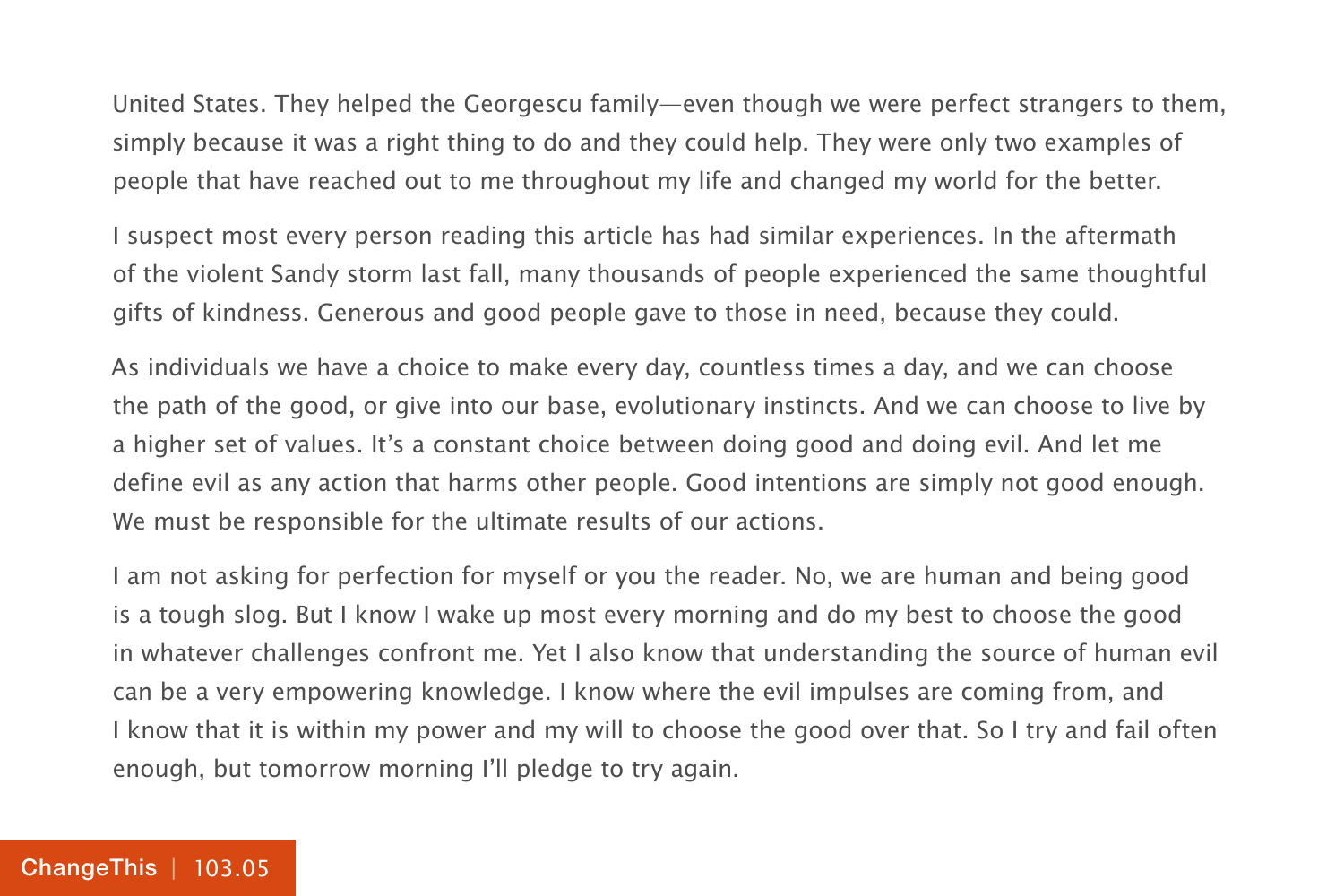United States. They helped the Georgescu family—even though we were perfect strangers to them, simply because it was a right thing to do and they could help. They were only two examples of people that have reached out to me throughout my life and changed my world for the better.

I suspect most every person reading this article has had similar experiences. In the aftermath of the violent Sandy storm last fall, many thousands of people experienced the same thoughtful gifts of kindness. Generous and good people gave to those in need, because they could.

As individuals we have a choice to make every day, countless times a day, and we can choose the path of the good, or give into our base, evolutionary instincts. And we can choose to live by a higher set of values. It's a constant choice between doing good and doing evil. And let me define evil as any action that harms other people. Good intentions are simply not good enough. We must be responsible for the ultimate results of our actions.

I am not asking for perfection for myself or you the reader. No, we are human and being good is a tough slog. But I know I wake up most every morning and do my best to choose the good in whatever challenges confront me. Yet I also know that understanding the source of human evil can be a very empowering knowledge. I know where the evil impulses are coming from, and I know that it is within my power and my will to choose the good over that. So I try and fail often enough, but tomorrow morning I'll pledge to try again.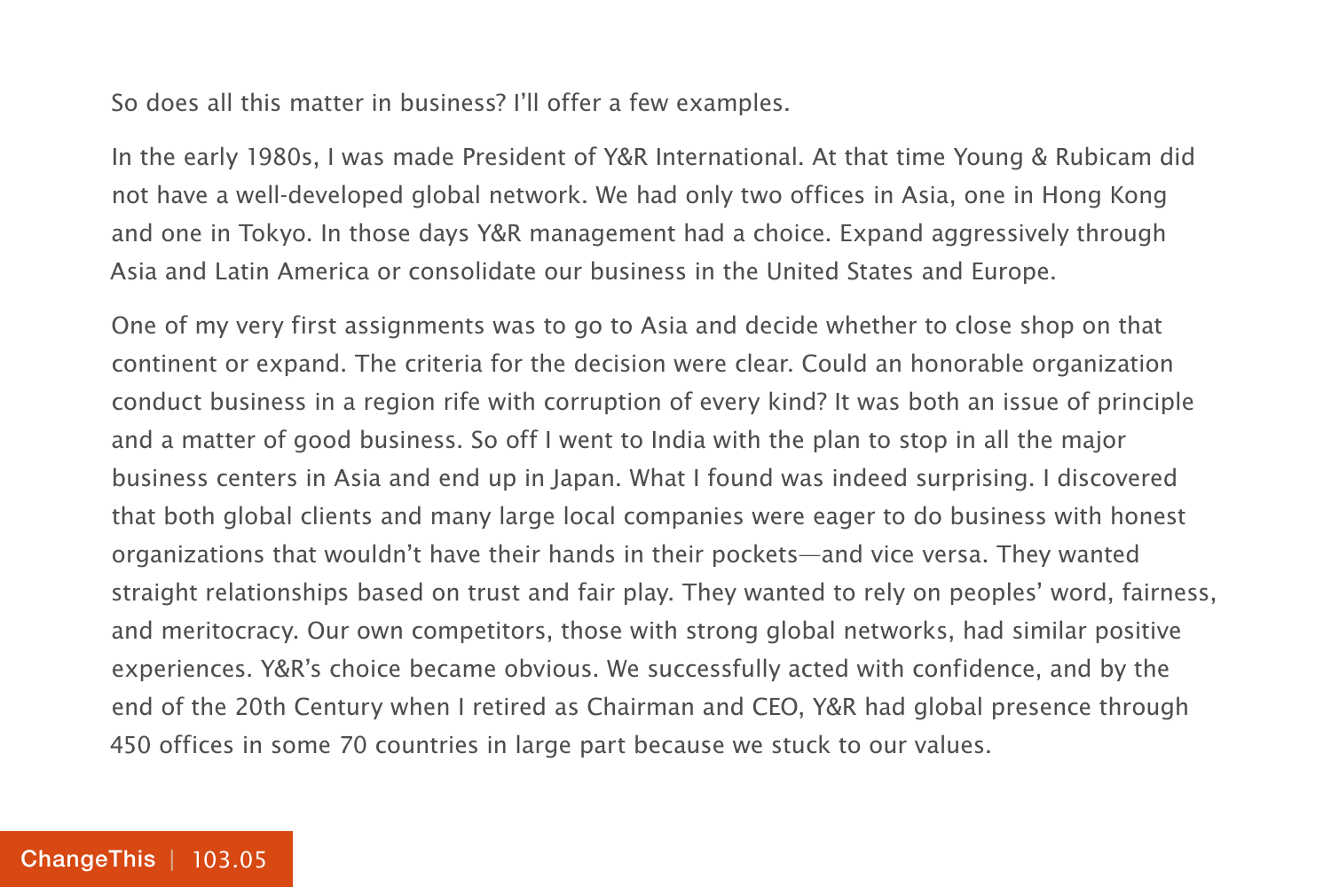So does all this matter in business? I'll offer a few examples.

In the early 1980s, I was made President of Y&R International. At that time Young & Rubicam did not have a well-developed global network. We had only two offices in Asia, one in Hong Kong and one in Tokyo. In those days Y&R management had a choice. Expand aggressively through Asia and Latin America or consolidate our business in the United States and Europe.

One of my very first assignments was to go to Asia and decide whether to close shop on that continent or expand. The criteria for the decision were clear. Could an honorable organization conduct business in a region rife with corruption of every kind? It was both an issue of principle and a matter of good business. So off I went to India with the plan to stop in all the major business centers in Asia and end up in Japan. What I found was indeed surprising. I discovered that both global clients and many large local companies were eager to do business with honest organizations that wouldn't have their hands in their pockets—and vice versa. They wanted straight relationships based on trust and fair play. They wanted to rely on peoples' word, fairness, and meritocracy. Our own competitors, those with strong global networks, had similar positive experiences. Y&R's choice became obvious. We successfully acted with confidence, and by the end of the 20th Century when I retired as Chairman and CEO, Y&R had global presence through 450 offices in some 70 countries in large part because we stuck to our values.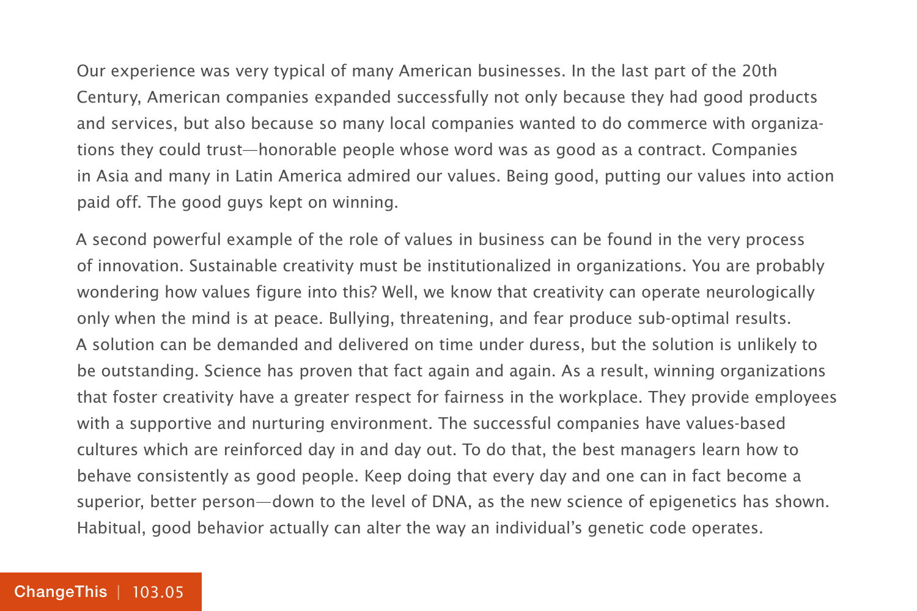Our experience was very typical of many American businesses. In the last part of the 20th Century, American companies expanded successfully not only because they had good products and services, but also because so many local companies wanted to do commerce with organizations they could trust—honorable people whose word was as good as a contract. Companies in Asia and many in Latin America admired our values. Being good, putting our values into action paid off. The good guys kept on winning.

A second powerful example of the role of values in business can be found in the very process of innovation. Sustainable creativity must be institutionalized in organizations. You are probably wondering how values figure into this? Well, we know that creativity can operate neurologically only when the mind is at peace. Bullying, threatening, and fear produce sub-optimal results. A solution can be demanded and delivered on time under duress, but the solution is unlikely to be outstanding. Science has proven that fact again and again. As a result, winning organizations that foster creativity have a greater respect for fairness in the workplace. They provide employees with a supportive and nurturing environment. The successful companies have values-based cultures which are reinforced day in and day out. To do that, the best managers learn how to behave consistently as good people. Keep doing that every day and one can in fact become a superior, better person—down to the level of DNA, as the new science of epigenetics has shown. Habitual, good behavior actually can alter the way an individual's genetic code operates.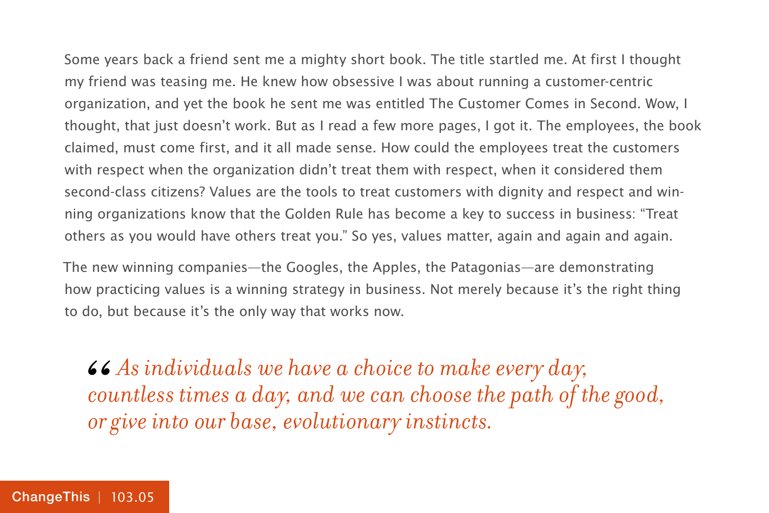Some years back a friend sent me a mighty short book. The title startled me. At first I thought my friend was teasing me. He knew how obsessive I was about running a customer-centric organization, and yet the book he sent me was entitled The Customer Comes in Second. Wow, I thought, that just doesn't work. But as I read a few more pages, I got it. The employees, the book claimed, must come first, and it all made sense. How could the employees treat the customers with respect when the organization didn't treat them with respect, when it considered them second-class citizens? Values are the tools to treat customers with dignity and respect and winning organizations know that the Golden Rule has become a key to success in business: "Treat others as you would have others treat you." So yes, values matter, again and again and again.

The new winning companies—the Googles, the Apples, the Patagonias—are demonstrating how practicing values is a winning strategy in business. Not merely because it's the right thing to do, but because it's the only way that works now.

> *"As individuals we have a choice to make every day, countless times a day, and we can choose the path of the good, or give into our base, evolutionary instincts.*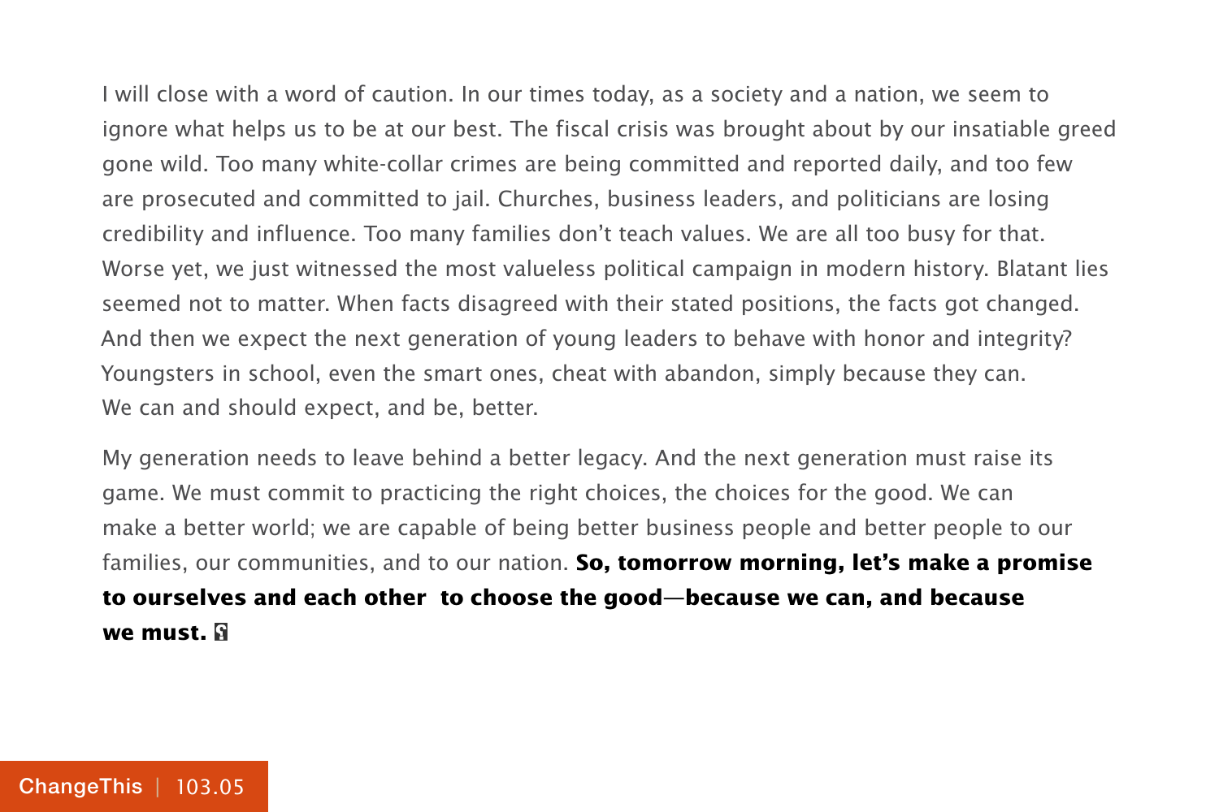I will close with a word of caution. In our times today, as a society and a nation, we seem to ignore what helps us to be at our best. The fiscal crisis was brought about by our insatiable greed gone wild. Too many white-collar crimes are being committed and reported daily, and too few are prosecuted and committed to jail. Churches, business leaders, and politicians are losing credibility and influence. Too many families don't teach values. We are all too busy for that. Worse yet, we just witnessed the most valueless political campaign in modern history. Blatant lies seemed not to matter. When facts disagreed with their stated positions, the facts got changed. And then we expect the next generation of young leaders to behave with honor and integrity? Youngsters in school, even the smart ones, cheat with abandon, simply because they can. We can and should expect, and be, better.

My generation needs to leave behind a better legacy. And the next generation must raise its game. We must commit to practicing the right choices, the choices for the good. We can make a better world; we are capable of being better business people and better people to our families, our communities, and to our nation. **So, tomorrow morning, let's make a promise to ourselves and each other to choose the good—because we can, and because we must.**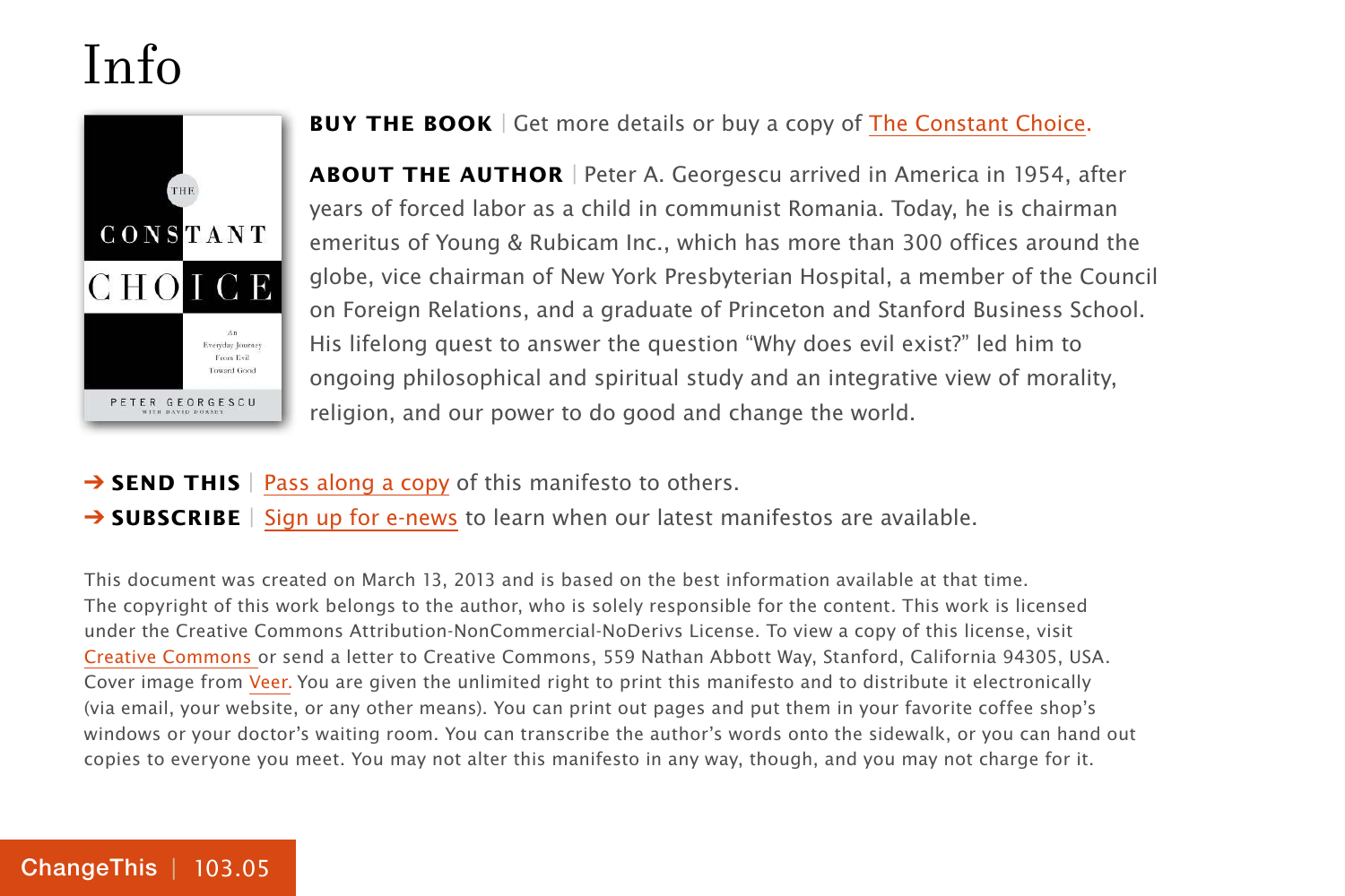# Info

**BUY THE BOOK** | Get more details or buy a copy of The Constant Choice.

**ABOUT THE AUTHOR** | Peter A. Georgescu arrived in America in 1954, after years of forced labor as a child in communist Romania. Today, he is chairman emeritus of Young & Rubicam Inc., which has more than 300 offices around the globe, vice chairman of New York Presbyterian Hospital, a member of the Council on Foreign Relations, and a graduate of Princeton and Stanford Business School. His lifelong quest to answer the question "Why does evil exist?" led him to ongoing philosophical and spiritual study and an integrative view of morality, religion, and our power to do good and change the world.

➔ **SEND THIS** | Pass along a copy of this manifesto to others.

➔ **SUBSCRIBE** | Sign up for e-news to learn when our latest manifestos are available.

This document was created on March 13, 2013 and is based on the best information available at that time. The copyright of this work belongs to the author, who is solely responsible for the content. This work is licensed under the Creative Commons Attribution-NonCommercial-NoDerivs License. To view a copy of this license, visit Creative Commons or send a letter to Creative Commons, 559 Nathan Abbott Way, Stanford, California 94305, USA. Cover image from Veer. You are given the unlimited right to print this manifesto and to distribute it electronically (via email, your website, or any other means). You can print out pages and put them in your favorite coffee shop's windows or your doctor's waiting room. You can transcribe the author's words onto the sidewalk, or you can hand out copies to everyone you meet. You may not alter this manifesto in any way, though, and you may not charge for it.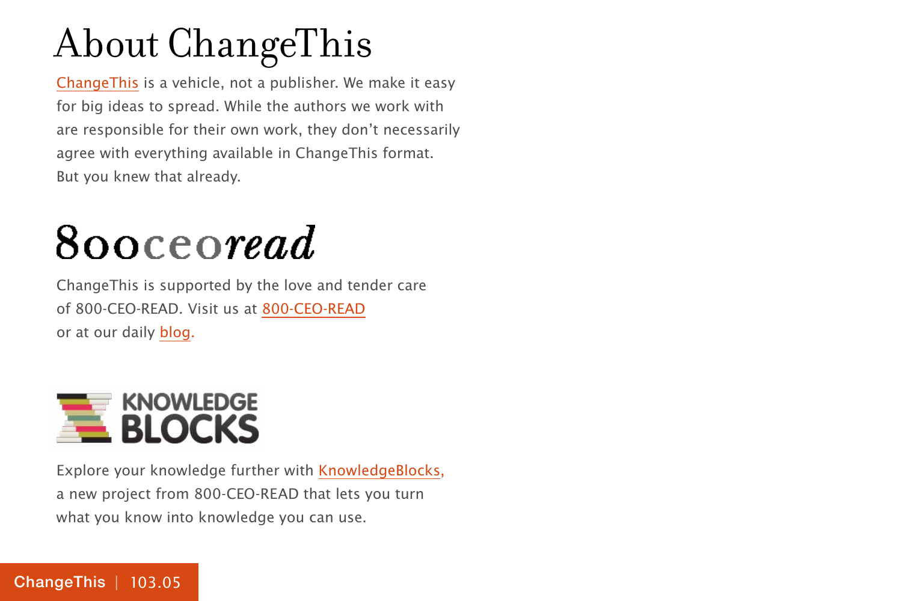# About ChangeThis

ChangeThis is a vehicle, not a publisher. We make it easy for big ideas to spread. While the authors we work with are responsible for their own work, they don't necessarily agree with everything available in ChangeThis format. But you knew that already.

800ceoread

ChangeThis is supported by the love and tender care of 800-CEO-READ. Visit us at 800-CEO-READ or at our daily blog.

KNOWLEDGE BLOCKS

Explore your knowledge further with KnowledgeBlocks, a new project from 800-CEO-READ that lets you turn what you know into knowledge you can use.